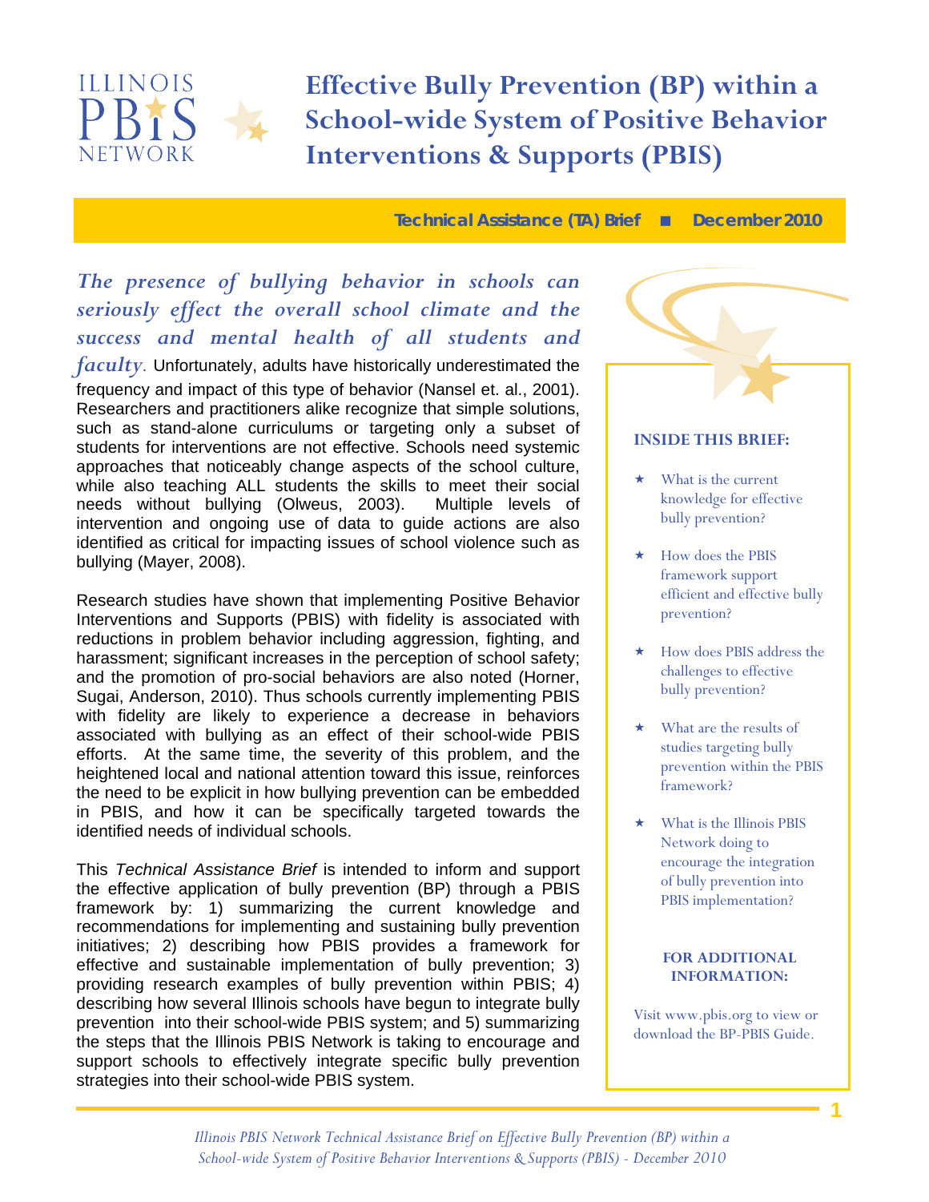ILLINOIS PBIS NETWORK

# Effective Bully Prevention (BP) within a School-wide System of Positive Behavior Interventions & Supports (PBIS)

**Technical Assistance (TA) Brief ■ December 2010**

***The presence of bullying behavior in schools can seriously effect the overall school climate and the success and mental health of all students and faculty.*** Unfortunately, adults have historically underestimated the frequency and impact of this type of behavior (Nansel et. al., 2001). Researchers and practitioners alike recognize that simple solutions, such as stand-alone curriculums or targeting only a subset of students for interventions are not effective. Schools need systemic approaches that noticeably change aspects of the school culture, while also teaching ALL students the skills to meet their social needs without bullying (Olweus, 2003). Multiple levels of intervention and ongoing use of data to guide actions are also identified as critical for impacting issues of school violence such as bullying (Mayer, 2008).

Research studies have shown that implementing Positive Behavior Interventions and Supports (PBIS) with fidelity is associated with reductions in problem behavior including aggression, fighting, and harassment; significant increases in the perception of school safety; and the promotion of pro-social behaviors are also noted (Horner, Sugai, Anderson, 2010). Thus schools currently implementing PBIS with fidelity are likely to experience a decrease in behaviors associated with bullying as an effect of their school-wide PBIS efforts. At the same time, the severity of this problem, and the heightened local and national attention toward this issue, reinforces the need to be explicit in how bullying prevention can be embedded in PBIS, and how it can be specifically targeted towards the identified needs of individual schools.

This *Technical Assistance Brief* is intended to inform and support the effective application of bully prevention (BP) through a PBIS framework by: 1) summarizing the current knowledge and recommendations for implementing and sustaining bully prevention initiatives; 2) describing how PBIS provides a framework for effective and sustainable implementation of bully prevention; 3) providing research examples of bully prevention within PBIS; 4) describing how several Illinois schools have begun to integrate bully prevention into their school-wide PBIS system; and 5) summarizing the steps that the Illinois PBIS Network is taking to encourage and support schools to effectively integrate specific bully prevention strategies into their school-wide PBIS system.

**INSIDE THIS BRIEF:**

- What is the current knowledge for effective bully prevention?
- How does the PBIS framework support efficient and effective bully prevention?
- How does PBIS address the challenges to effective bully prevention?
- What are the results of studies targeting bully prevention within the PBIS framework?
- What is the Illinois PBIS Network doing to encourage the integration of bully prevention into PBIS implementation?

**FOR ADDITIONAL INFORMATION:**

Visit www.pbis.org to view or download the BP-PBIS Guide.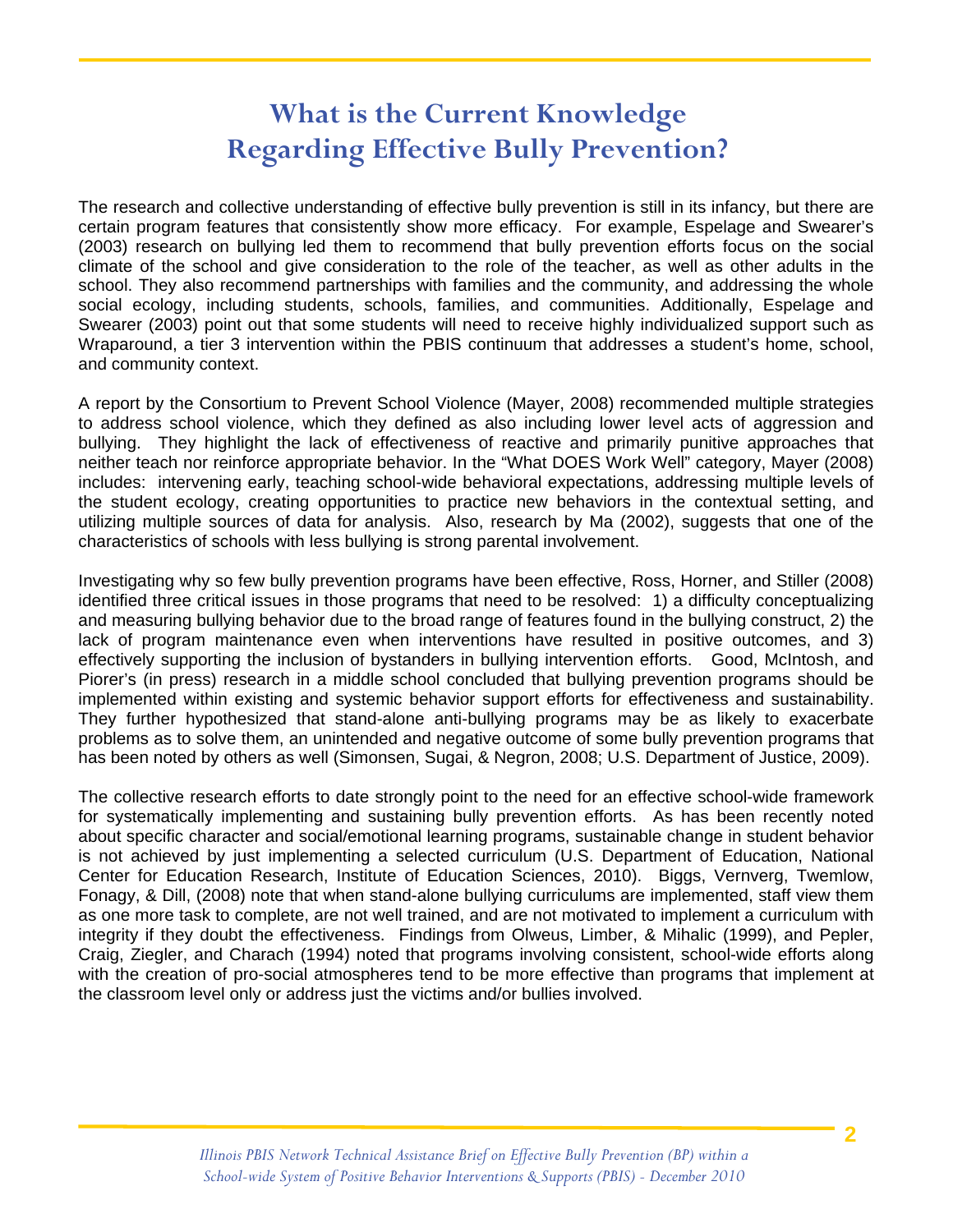# What is the Current Knowledge Regarding Effective Bully Prevention?

The research and collective understanding of effective bully prevention is still in its infancy, but there are certain program features that consistently show more efficacy. For example, Espelage and Swearer's (2003) research on bullying led them to recommend that bully prevention efforts focus on the social climate of the school and give consideration to the role of the teacher, as well as other adults in the school. They also recommend partnerships with families and the community, and addressing the whole social ecology, including students, schools, families, and communities. Additionally, Espelage and Swearer (2003) point out that some students will need to receive highly individualized support such as Wraparound, a tier 3 intervention within the PBIS continuum that addresses a student's home, school, and community context.

A report by the Consortium to Prevent School Violence (Mayer, 2008) recommended multiple strategies to address school violence, which they defined as also including lower level acts of aggression and bullying. They highlight the lack of effectiveness of reactive and primarily punitive approaches that neither teach nor reinforce appropriate behavior. In the "What DOES Work Well" category, Mayer (2008) includes: intervening early, teaching school-wide behavioral expectations, addressing multiple levels of the student ecology, creating opportunities to practice new behaviors in the contextual setting, and utilizing multiple sources of data for analysis. Also, research by Ma (2002), suggests that one of the characteristics of schools with less bullying is strong parental involvement.

Investigating why so few bully prevention programs have been effective, Ross, Horner, and Stiller (2008) identified three critical issues in those programs that need to be resolved: 1) a difficulty conceptualizing and measuring bullying behavior due to the broad range of features found in the bullying construct, 2) the lack of program maintenance even when interventions have resulted in positive outcomes, and 3) effectively supporting the inclusion of bystanders in bullying intervention efforts. Good, McIntosh, and Piorer's (in press) research in a middle school concluded that bullying prevention programs should be implemented within existing and systemic behavior support efforts for effectiveness and sustainability. They further hypothesized that stand-alone anti-bullying programs may be as likely to exacerbate problems as to solve them, an unintended and negative outcome of some bully prevention programs that has been noted by others as well (Simonsen, Sugai, & Negron, 2008; U.S. Department of Justice, 2009).

The collective research efforts to date strongly point to the need for an effective school-wide framework for systematically implementing and sustaining bully prevention efforts. As has been recently noted about specific character and social/emotional learning programs, sustainable change in student behavior is not achieved by just implementing a selected curriculum (U.S. Department of Education, National Center for Education Research, Institute of Education Sciences, 2010). Biggs, Vernverg, Twemlow, Fonagy, & Dill, (2008) note that when stand-alone bullying curriculums are implemented, staff view them as one more task to complete, are not well trained, and are not motivated to implement a curriculum with integrity if they doubt the effectiveness. Findings from Olweus, Limber, & Mihalic (1999), and Pepler, Craig, Ziegler, and Charach (1994) noted that programs involving consistent, school-wide efforts along with the creation of pro-social atmospheres tend to be more effective than programs that implement at the classroom level only or address just the victims and/or bullies involved.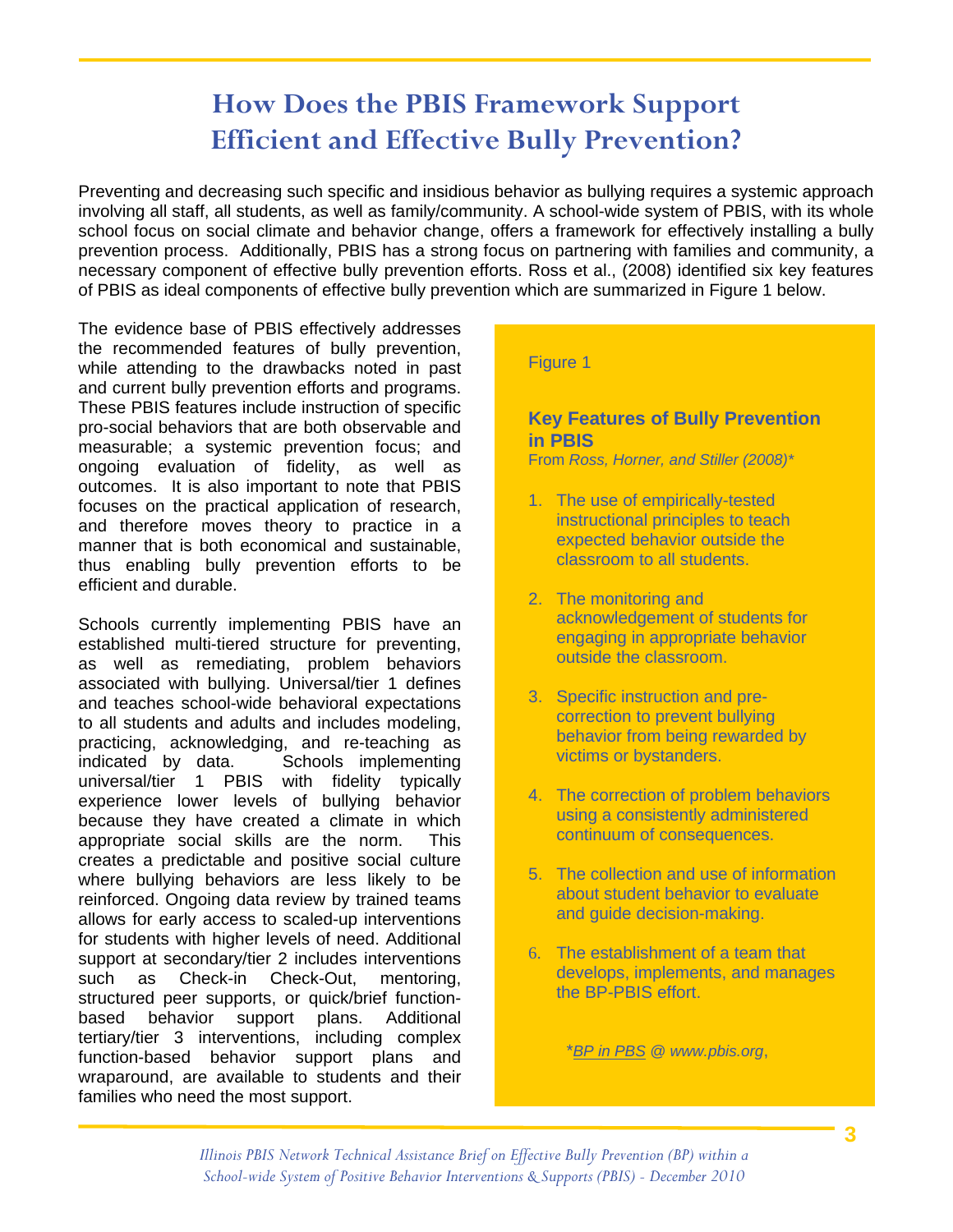# How Does the PBIS Framework Support Efficient and Effective Bully Prevention?

Preventing and decreasing such specific and insidious behavior as bullying requires a systemic approach involving all staff, all students, as well as family/community. A school-wide system of PBIS, with its whole school focus on social climate and behavior change, offers a framework for effectively installing a bully prevention process. Additionally, PBIS has a strong focus on partnering with families and community, a necessary component of effective bully prevention efforts. Ross et al., (2008) identified six key features of PBIS as ideal components of effective bully prevention which are summarized in Figure 1 below.

The evidence base of PBIS effectively addresses the recommended features of bully prevention, while attending to the drawbacks noted in past and current bully prevention efforts and programs. These PBIS features include instruction of specific pro-social behaviors that are both observable and measurable; a systemic prevention focus; and ongoing evaluation of fidelity, as well as outcomes. It is also important to note that PBIS focuses on the practical application of research, and therefore moves theory to practice in a manner that is both economical and sustainable, thus enabling bully prevention efforts to be efficient and durable.

Schools currently implementing PBIS have an established multi-tiered structure for preventing, as well as remediating, problem behaviors associated with bullying. Universal/tier 1 defines and teaches school-wide behavioral expectations to all students and adults and includes modeling, practicing, acknowledging, and re-teaching as indicated by data. Schools implementing universal/tier 1 PBIS with fidelity typically experience lower levels of bullying behavior because they have created a climate in which appropriate social skills are the norm. This creates a predictable and positive social culture where bullying behaviors are less likely to be reinforced. Ongoing data review by trained teams allows for early access to scaled-up interventions for students with higher levels of need. Additional support at secondary/tier 2 includes interventions such as Check-in Check-Out, mentoring, structured peer supports, or quick/brief function-based behavior support plans. Additional tertiary/tier 3 interventions, including complex function-based behavior support plans and wraparound, are available to students and their families who need the most support.

Figure 1

**Key Features of Bully Prevention in PBIS**

From *Ross, Horner, and Stiller (2008)**

1. The use of empirically-tested instructional principles to teach expected behavior outside the classroom to all students.
2. The monitoring and acknowledgement of students for engaging in appropriate behavior outside the classroom.
3. Specific instruction and pre-correction to prevent bullying behavior from being rewarded by victims or bystanders.
4. The correction of problem behaviors using a consistently administered continuum of consequences.
5. The collection and use of information about student behavior to evaluate and guide decision-making.
6. The establishment of a team that develops, implements, and manages the BP-PBIS effort.

**BP in PBS @ www.pbis.org*,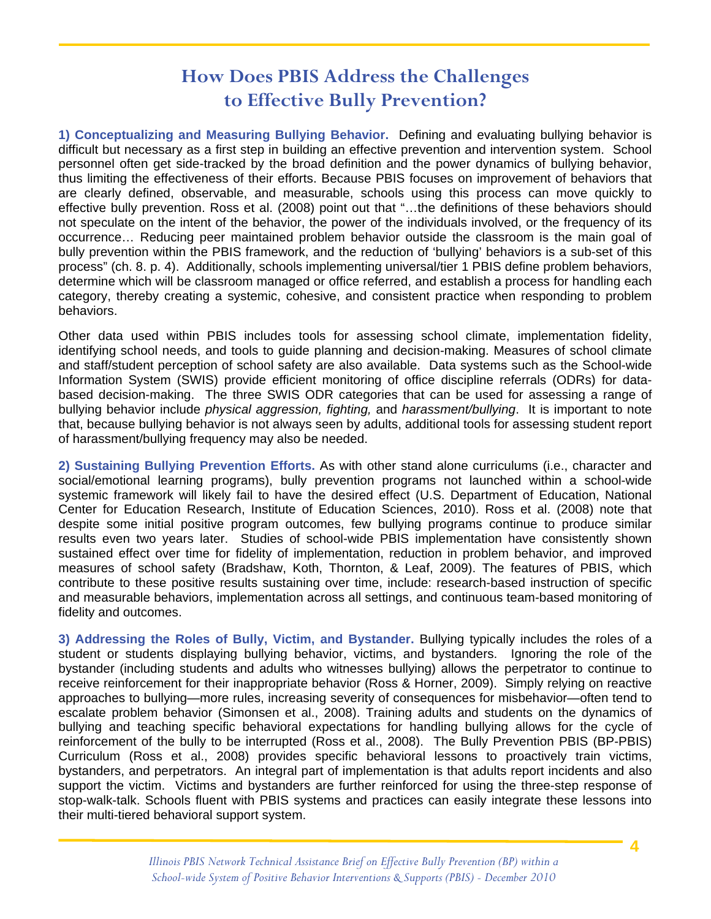# How Does PBIS Address the Challenges to Effective Bully Prevention?

**1) Conceptualizing and Measuring Bullying Behavior.** Defining and evaluating bullying behavior is difficult but necessary as a first step in building an effective prevention and intervention system. School personnel often get side-tracked by the broad definition and the power dynamics of bullying behavior, thus limiting the effectiveness of their efforts. Because PBIS focuses on improvement of behaviors that are clearly defined, observable, and measurable, schools using this process can move quickly to effective bully prevention. Ross et al. (2008) point out that "…the definitions of these behaviors should not speculate on the intent of the behavior, the power of the individuals involved, or the frequency of its occurrence… Reducing peer maintained problem behavior outside the classroom is the main goal of bully prevention within the PBIS framework, and the reduction of 'bullying' behaviors is a sub-set of this process" (ch. 8. p. 4). Additionally, schools implementing universal/tier 1 PBIS define problem behaviors, determine which will be classroom managed or office referred, and establish a process for handling each category, thereby creating a systemic, cohesive, and consistent practice when responding to problem behaviors.

Other data used within PBIS includes tools for assessing school climate, implementation fidelity, identifying school needs, and tools to guide planning and decision-making. Measures of school climate and staff/student perception of school safety are also available. Data systems such as the School-wide Information System (SWIS) provide efficient monitoring of office discipline referrals (ODRs) for data-based decision-making. The three SWIS ODR categories that can be used for assessing a range of bullying behavior include *physical aggression, fighting,* and *harassment/bullying*. It is important to note that, because bullying behavior is not always seen by adults, additional tools for assessing student report of harassment/bullying frequency may also be needed.

**2) Sustaining Bullying Prevention Efforts.** As with other stand alone curriculums (i.e., character and social/emotional learning programs), bully prevention programs not launched within a school-wide systemic framework will likely fail to have the desired effect (U.S. Department of Education, National Center for Education Research, Institute of Education Sciences, 2010). Ross et al. (2008) note that despite some initial positive program outcomes, few bullying programs continue to produce similar results even two years later. Studies of school-wide PBIS implementation have consistently shown sustained effect over time for fidelity of implementation, reduction in problem behavior, and improved measures of school safety (Bradshaw, Koth, Thornton, & Leaf, 2009). The features of PBIS, which contribute to these positive results sustaining over time, include: research-based instruction of specific and measurable behaviors, implementation across all settings, and continuous team-based monitoring of fidelity and outcomes.

**3) Addressing the Roles of Bully, Victim, and Bystander.** Bullying typically includes the roles of a student or students displaying bullying behavior, victims, and bystanders. Ignoring the role of the bystander (including students and adults who witnesses bullying) allows the perpetrator to continue to receive reinforcement for their inappropriate behavior (Ross & Horner, 2009). Simply relying on reactive approaches to bullying—more rules, increasing severity of consequences for misbehavior—often tend to escalate problem behavior (Simonsen et al., 2008). Training adults and students on the dynamics of bullying and teaching specific behavioral expectations for handling bullying allows for the cycle of reinforcement of the bully to be interrupted (Ross et al., 2008). The Bully Prevention PBIS (BP-PBIS) Curriculum (Ross et al., 2008) provides specific behavioral lessons to proactively train victims, bystanders, and perpetrators. An integral part of implementation is that adults report incidents and also support the victim. Victims and bystanders are further reinforced for using the three-step response of stop-walk-talk. Schools fluent with PBIS systems and practices can easily integrate these lessons into their multi-tiered behavioral support system.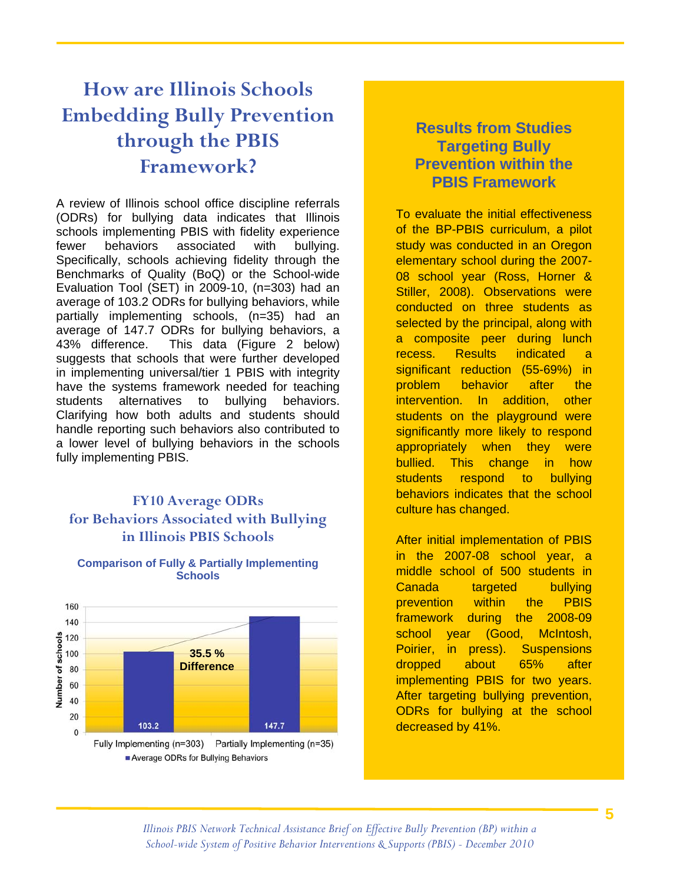# How are Illinois Schools Embedding Bully Prevention through the PBIS Framework?

A review of Illinois school office discipline referrals (ODRs) for bullying data indicates that Illinois schools implementing PBIS with fidelity experience fewer behaviors associated with bullying. Specifically, schools achieving fidelity through the Benchmarks of Quality (BoQ) or the School-wide Evaluation Tool (SET) in 2009-10, (n=303) had an average of 103.2 ODRs for bullying behaviors, while partially implementing schools, (n=35) had an average of 147.7 ODRs for bullying behaviors, a 43% difference. This data (Figure 2 below) suggests that schools that were further developed in implementing universal/tier 1 PBIS with integrity have the systems framework needed for teaching students alternatives to bullying behaviors. Clarifying how both adults and students should handle reporting such behaviors also contributed to a lower level of bullying behaviors in the schools fully implementing PBIS.

### FY10 Average ODRs for Behaviors Associated with Bullying in Illinois PBIS Schools

**Comparison of Fully & Partially Implementing Schools**

| | Fully Implementing (n=303) | Partially Implementing (n=35) |
|---|---|---|
| Average ODRs for Bullying Behaviors | 103.2 | 147.7 |

**35.5 % Difference**

## Results from Studies Targeting Bully Prevention within the PBIS Framework

To evaluate the initial effectiveness of the BP-PBIS curriculum, a pilot study was conducted in an Oregon elementary school during the 2007-08 school year (Ross, Horner & Stiller, 2008). Observations were conducted on three students as selected by the principal, along with a composite peer during lunch recess. Results indicated a significant reduction (55-69%) in problem behavior after the intervention. In addition, other students on the playground were significantly more likely to respond appropriately when they were bullied. This change in how students respond to bullying behaviors indicates that the school culture has changed.

After initial implementation of PBIS in the 2007-08 school year, a middle school of 500 students in Canada targeted bullying prevention within the PBIS framework during the 2008-09 school year (Good, McIntosh, Poirier, in press). Suspensions dropped about 65% after implementing PBIS for two years. After targeting bullying prevention, ODRs for bullying at the school decreased by 41%.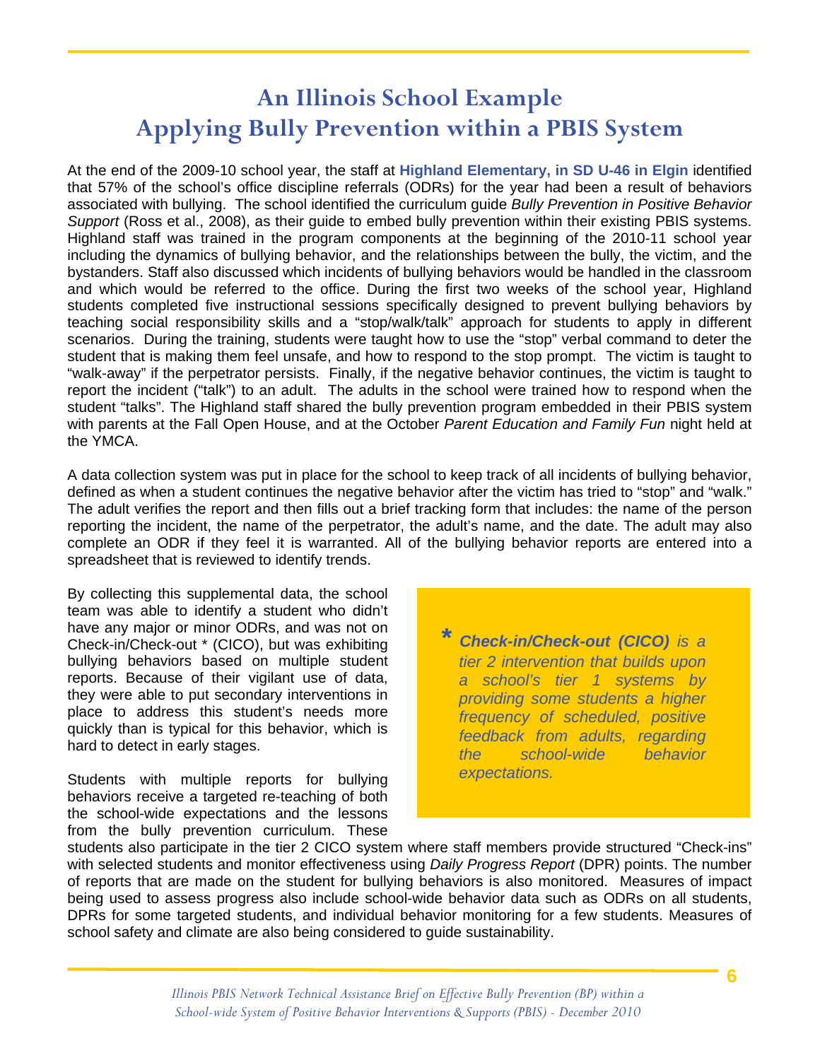# An Illinois School Example
# Applying Bully Prevention within a PBIS System

At the end of the 2009-10 school year, the staff at **Highland Elementary, in SD U-46 in Elgin** identified that 57% of the school's office discipline referrals (ODRs) for the year had been a result of behaviors associated with bullying. The school identified the curriculum guide *Bully Prevention in Positive Behavior Support* (Ross et al., 2008), as their guide to embed bully prevention within their existing PBIS systems. Highland staff was trained in the program components at the beginning of the 2010-11 school year including the dynamics of bullying behavior, and the relationships between the bully, the victim, and the bystanders. Staff also discussed which incidents of bullying behaviors would be handled in the classroom and which would be referred to the office. During the first two weeks of the school year, Highland students completed five instructional sessions specifically designed to prevent bullying behaviors by teaching social responsibility skills and a "stop/walk/talk" approach for students to apply in different scenarios. During the training, students were taught how to use the "stop" verbal command to deter the student that is making them feel unsafe, and how to respond to the stop prompt. The victim is taught to "walk-away" if the perpetrator persists. Finally, if the negative behavior continues, the victim is taught to report the incident ("talk") to an adult. The adults in the school were trained how to respond when the student "talks". The Highland staff shared the bully prevention program embedded in their PBIS system with parents at the Fall Open House, and at the October *Parent Education and Family Fun* night held at the YMCA.

A data collection system was put in place for the school to keep track of all incidents of bullying behavior, defined as when a student continues the negative behavior after the victim has tried to "stop" and "walk." The adult verifies the report and then fills out a brief tracking form that includes: the name of the person reporting the incident, the name of the perpetrator, the adult's name, and the date. The adult may also complete an ODR if they feel it is warranted. All of the bullying behavior reports are entered into a spreadsheet that is reviewed to identify trends.

By collecting this supplemental data, the school team was able to identify a student who didn't have any major or minor ODRs, and was not on Check-in/Check-out * (CICO), but was exhibiting bullying behaviors based on multiple student reports. Because of their vigilant use of data, they were able to put secondary interventions in place to address this student's needs more quickly than is typical for this behavior, which is hard to detect in early stages.

> \* ***Check-in/Check-out (CICO)*** *is a tier 2 intervention that builds upon a school's tier 1 systems by providing some students a higher frequency of scheduled, positive feedback from adults, regarding the school-wide behavior expectations.*

Students with multiple reports for bullying behaviors receive a targeted re-teaching of both the school-wide expectations and the lessons from the bully prevention curriculum. These students also participate in the tier 2 CICO system where staff members provide structured "Check-ins" with selected students and monitor effectiveness using *Daily Progress Report* (DPR) points. The number of reports that are made on the student for bullying behaviors is also monitored. Measures of impact being used to assess progress also include school-wide behavior data such as ODRs on all students, DPRs for some targeted students, and individual behavior monitoring for a few students. Measures of school safety and climate are also being considered to guide sustainability.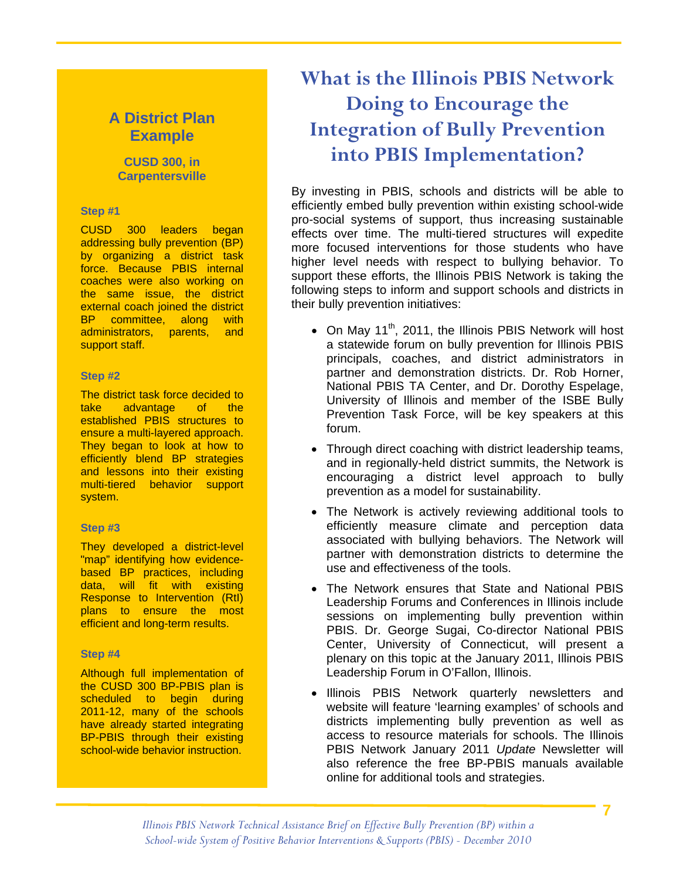# What is the Illinois PBIS Network Doing to Encourage the Integration of Bully Prevention into PBIS Implementation?

By investing in PBIS, schools and districts will be able to efficiently embed bully prevention within existing school-wide pro-social systems of support, thus increasing sustainable effects over time. The multi-tiered structures will expedite more focused interventions for those students who have higher level needs with respect to bullying behavior. To support these efforts, the Illinois PBIS Network is taking the following steps to inform and support schools and districts in their bully prevention initiatives:

- On May 11th, 2011, the Illinois PBIS Network will host a statewide forum on bully prevention for Illinois PBIS principals, coaches, and district administrators in partner and demonstration districts. Dr. Rob Horner, National PBIS TA Center, and Dr. Dorothy Espelage, University of Illinois and member of the ISBE Bully Prevention Task Force, will be key speakers at this forum.
- Through direct coaching with district leadership teams, and in regionally-held district summits, the Network is encouraging a district level approach to bully prevention as a model for sustainability.
- The Network is actively reviewing additional tools to efficiently measure climate and perception data associated with bullying behaviors. The Network will partner with demonstration districts to determine the use and effectiveness of the tools.
- The Network ensures that State and National PBIS Leadership Forums and Conferences in Illinois include sessions on implementing bully prevention within PBIS. Dr. George Sugai, Co-director National PBIS Center, University of Connecticut, will present a plenary on this topic at the January 2011, Illinois PBIS Leadership Forum in O'Fallon, Illinois.
- Illinois PBIS Network quarterly newsletters and website will feature 'learning examples' of schools and districts implementing bully prevention as well as access to resource materials for schools. The Illinois PBIS Network January 2011 *Update* Newsletter will also reference the free BP-PBIS manuals available online for additional tools and strategies.

## A District Plan Example

### CUSD 300, in Carpentersville

**Step #1**

CUSD 300 leaders began addressing bully prevention (BP) by organizing a district task force. Because PBIS internal coaches were also working on the same issue, the district external coach joined the district BP committee, along with administrators, parents, and support staff.

**Step #2**

The district task force decided to take advantage of the established PBIS structures to ensure a multi-layered approach. They began to look at how to efficiently blend BP strategies and lessons into their existing multi-tiered behavior support system.

**Step #3**

They developed a district-level "map" identifying how evidence-based BP practices, including data, will fit with existing Response to Intervention (RtI) plans to ensure the most efficient and long-term results.

**Step #4**

Although full implementation of the CUSD 300 BP-PBIS plan is scheduled to begin during 2011-12, many of the schools have already started integrating BP-PBIS through their existing school-wide behavior instruction.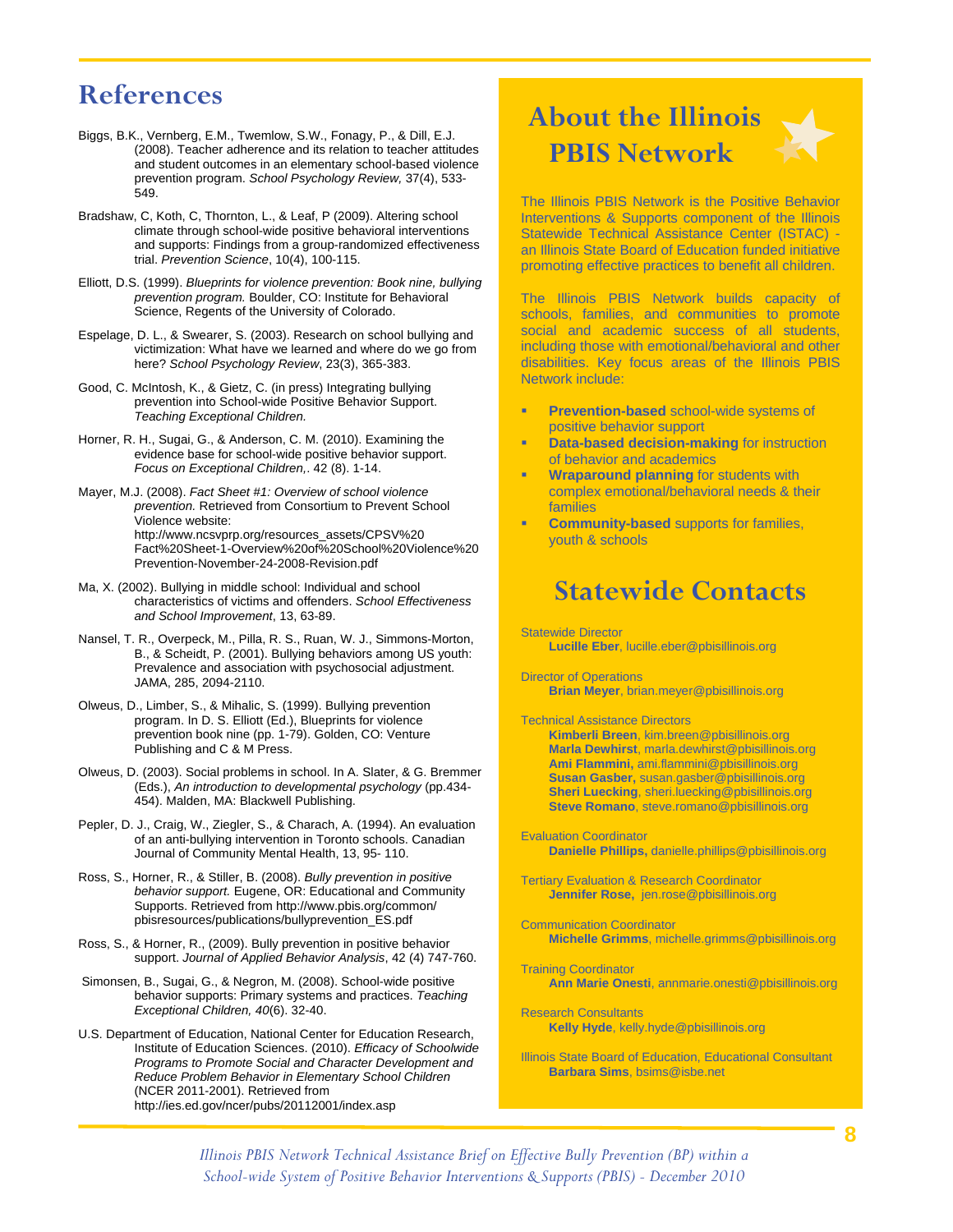# References

Biggs, B.K., Vernberg, E.M., Twemlow, S.W., Fonagy, P., & Dill, E.J. (2008). Teacher adherence and its relation to teacher attitudes and student outcomes in an elementary school-based violence prevention program. *School Psychology Review,* 37(4), 533-549.

Bradshaw, C, Koth, C, Thornton, L., & Leaf, P (2009). Altering school climate through school-wide positive behavioral interventions and supports: Findings from a group-randomized effectiveness trial. *Prevention Science*, 10(4), 100-115.

Elliott, D.S. (1999). *Blueprints for violence prevention: Book nine, bullying prevention program.* Boulder, CO: Institute for Behavioral Science, Regents of the University of Colorado.

Espelage, D. L., & Swearer, S. (2003). Research on school bullying and victimization: What have we learned and where do we go from here? *School Psychology Review*, 23(3), 365-383.

Good, C. McIntosh, K., & Gietz, C. (in press) Integrating bullying prevention into School-wide Positive Behavior Support. *Teaching Exceptional Children.*

Horner, R. H., Sugai, G., & Anderson, C. M. (2010). Examining the evidence base for school-wide positive behavior support. *Focus on Exceptional Children,*. 42 (8). 1-14.

Mayer, M.J. (2008). *Fact Sheet #1: Overview of school violence prevention.* Retrieved from Consortium to Prevent School Violence website: http://www.ncsvprp.org/resources_assets/CPSV%20Fact%20Sheet-1-Overview%20of%20School%20Violence%20Prevention-November-24-2008-Revision.pdf

Ma, X. (2002). Bullying in middle school: Individual and school characteristics of victims and offenders. *School Effectiveness and School Improvement*, 13, 63-89.

Nansel, T. R., Overpeck, M., Pilla, R. S., Ruan, W. J., Simmons-Morton, B., & Scheidt, P. (2001). Bullying behaviors among US youth: Prevalence and association with psychosocial adjustment. JAMA, 285, 2094-2110.

Olweus, D., Limber, S., & Mihalic, S. (1999). Bullying prevention program. In D. S. Elliott (Ed.), Blueprints for violence prevention book nine (pp. 1-79). Golden, CO: Venture Publishing and C & M Press.

Olweus, D. (2003). Social problems in school. In A. Slater, & G. Bremmer (Eds.), *An introduction to developmental psychology* (pp.434-454). Malden, MA: Blackwell Publishing.

Pepler, D. J., Craig, W., Ziegler, S., & Charach, A. (1994). An evaluation of an anti-bullying intervention in Toronto schools. Canadian Journal of Community Mental Health, 13, 95- 110.

Ross, S., Horner, R., & Stiller, B. (2008). *Bully prevention in positive behavior support.* Eugene, OR: Educational and Community Supports. Retrieved from http://www.pbis.org/common/pbisresources/publications/bullyprevention_ES.pdf

Ross, S., & Horner, R., (2009). Bully prevention in positive behavior support. *Journal of Applied Behavior Analysis*, 42 (4) 747-760.

Simonsen, B., Sugai, G., & Negron, M. (2008). School-wide positive behavior supports: Primary systems and practices. *Teaching Exceptional Children, 40*(6). 32-40.

U.S. Department of Education, National Center for Education Research, Institute of Education Sciences. (2010). *Efficacy of Schoolwide Programs to Promote Social and Character Development and Reduce Problem Behavior in Elementary School Children* (NCER 2011-2001). Retrieved from http://ies.ed.gov/ncer/pubs/20112001/index.asp

## About the Illinois PBIS Network

The Illinois PBIS Network is the Positive Behavior Interventions & Supports component of the Illinois Statewide Technical Assistance Center (ISTAC) - an Illinois State Board of Education funded initiative promoting effective practices to benefit all children.

The Illinois PBIS Network builds capacity of schools, families, and communities to promote social and academic success of all students, including those with emotional/behavioral and other disabilities. Key focus areas of the Illinois PBIS Network include:

- **Prevention-based** school-wide systems of positive behavior support
- **Data-based decision-making** for instruction of behavior and academics
- **Wraparound planning** for students with complex emotional/behavioral needs & their families
- **Community-based** supports for families, youth & schools

## Statewide Contacts

Statewide Director
**Lucille Eber**, lucille.eber@pbisillinois.org

Director of Operations
**Brian Meyer**, brian.meyer@pbisillinois.org

Technical Assistance Directors
**Kimberli Breen**, kim.breen@pbisillinois.org
**Marla Dewhirst**, marla.dewhirst@pbisillinois.org
**Ami Flammini,** ami.flammini@pbisillinois.org
**Susan Gasber,** susan.gasber@pbisillinois.org
**Sheri Luecking**, sheri.luecking@pbisillinois.org
**Steve Romano**, steve.romano@pbisillinois.org

Evaluation Coordinator
**Danielle Phillips,** danielle.phillips@pbisillinois.org

Tertiary Evaluation & Research Coordinator
**Jennifer Rose,** jen.rose@pbisillinois.org

Communication Coordinator
**Michelle Grimms**, michelle.grimms@pbisillinois.org

Training Coordinator
**Ann Marie Onesti**, annmarie.onesti@pbisillinois.org

Research Consultants
**Kelly Hyde**, kelly.hyde@pbisillinois.org

Illinois State Board of Education, Educational Consultant
**Barbara Sims**, bsims@isbe.net